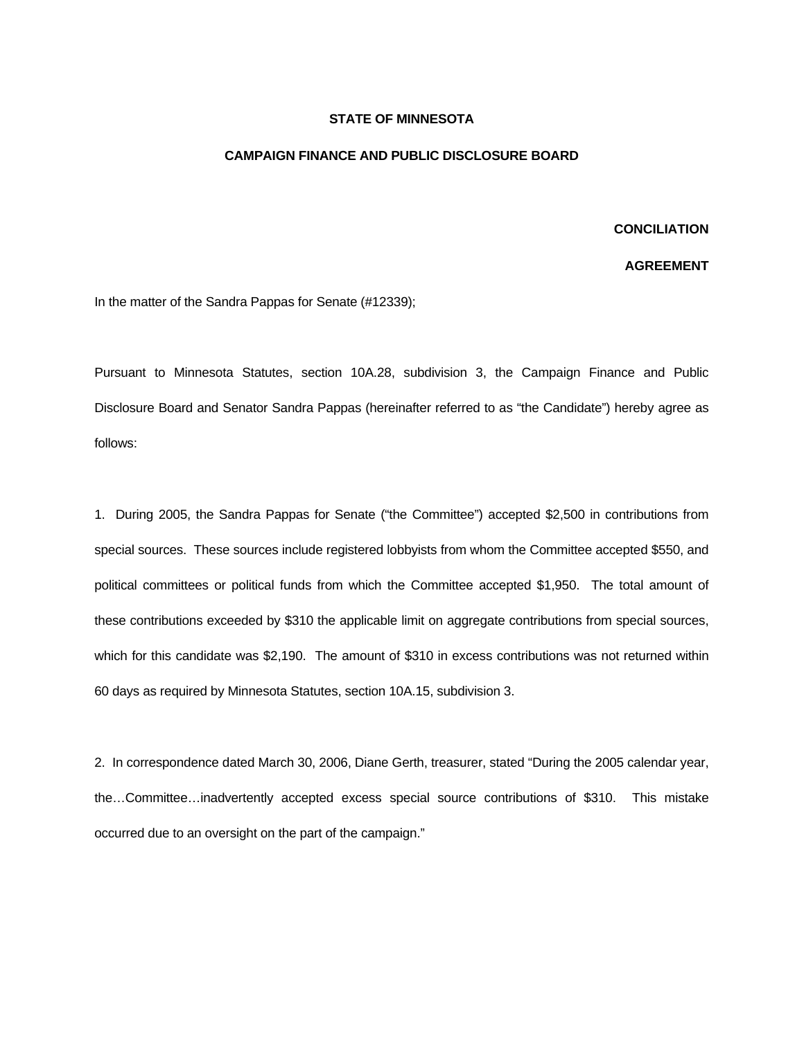**STATE OF MINNESOTA**

**CAMPAIGN FINANCE AND PUBLIC DISCLOSURE BOARD**

**CONCILIATION AGREEMENT**

In the matter of the Sandra Pappas for Senate (#12339);

Pursuant to Minnesota Statutes, section 10A.28, subdivision 3, the Campaign Finance and Public Disclosure Board and Senator Sandra Pappas (hereinafter referred to as "the Candidate") hereby agree as follows:

1. During 2005, the Sandra Pappas for Senate ("the Committee") accepted $2,500 in contributions from special sources. These sources include registered lobbyists from whom the Committee accepted $550, and political committees or political funds from which the Committee accepted $1,950. The total amount of these contributions exceeded by $310 the applicable limit on aggregate contributions from special sources, which for this candidate was $2,190. The amount of $310 in excess contributions was not returned within 60 days as required by Minnesota Statutes, section 10A.15, subdivision 3.

2. In correspondence dated March 30, 2006, Diane Gerth, treasurer, stated "During the 2005 calendar year, the…Committee…inadvertently accepted excess special source contributions of $310. This mistake occurred due to an oversight on the part of the campaign."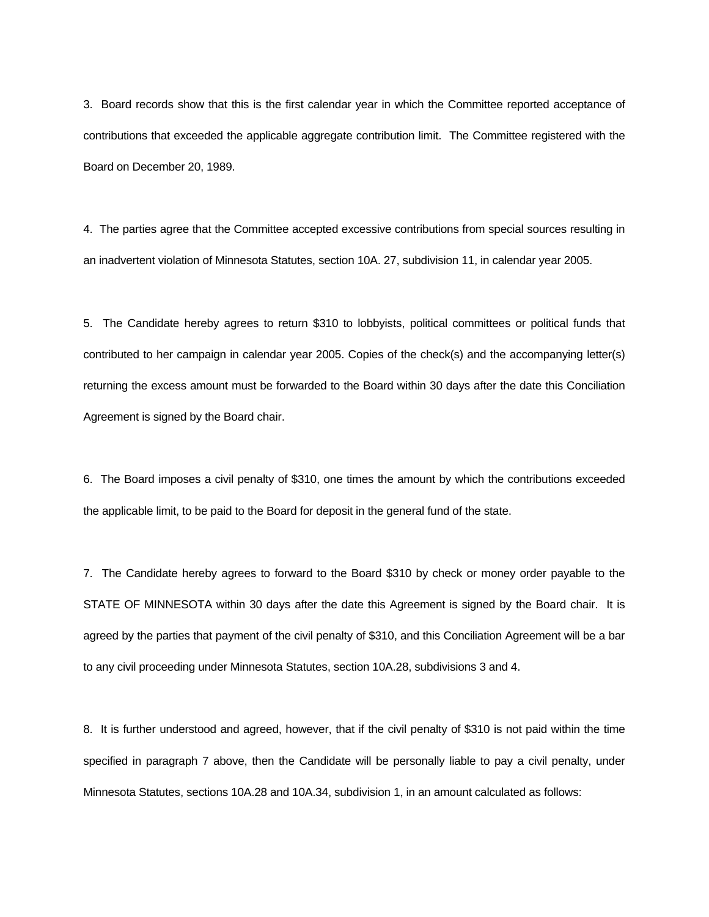3. Board records show that this is the first calendar year in which the Committee reported acceptance of contributions that exceeded the applicable aggregate contribution limit. The Committee registered with the Board on December 20, 1989.

4. The parties agree that the Committee accepted excessive contributions from special sources resulting in an inadvertent violation of Minnesota Statutes, section 10A. 27, subdivision 11, in calendar year 2005.

5. The Candidate hereby agrees to return $310 to lobbyists, political committees or political funds that contributed to her campaign in calendar year 2005. Copies of the check(s) and the accompanying letter(s) returning the excess amount must be forwarded to the Board within 30 days after the date this Conciliation Agreement is signed by the Board chair.

6. The Board imposes a civil penalty of $310, one times the amount by which the contributions exceeded the applicable limit, to be paid to the Board for deposit in the general fund of the state.

7. The Candidate hereby agrees to forward to the Board $310 by check or money order payable to the STATE OF MINNESOTA within 30 days after the date this Agreement is signed by the Board chair. It is agreed by the parties that payment of the civil penalty of $310, and this Conciliation Agreement will be a bar to any civil proceeding under Minnesota Statutes, section 10A.28, subdivisions 3 and 4.

8. It is further understood and agreed, however, that if the civil penalty of $310 is not paid within the time specified in paragraph 7 above, then the Candidate will be personally liable to pay a civil penalty, under Minnesota Statutes, sections 10A.28 and 10A.34, subdivision 1, in an amount calculated as follows: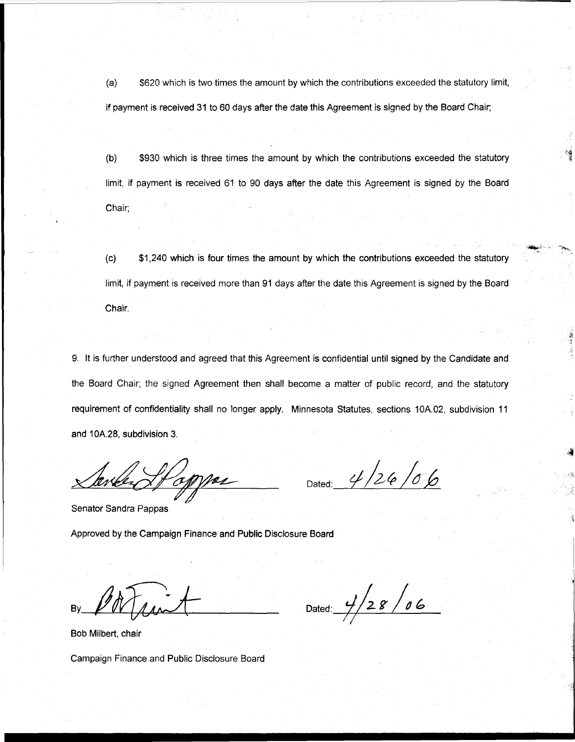(a) $620 which is two times the amount by which the contributions exceeded the statutory limit, if payment is received 31 to 60 days after the date this Agreement is signed by the Board Chair;

(b) $930 which is three times the amount by which the contributions exceeded the statutory limit, if payment is received 61 to 90 days after the date this Agreement is signed by the Board Chair;

(c) $1,240 which is four times the amount by which the contributions exceeded the statutory limit, if payment is received more than 91 days after the date this Agreement is signed by the Board Chair.

9. It is further understood and agreed that this Agreement is confidential until signed by the Candidate and the Board Chair; the signed Agreement then shall become a matter of public record, and the statutory requirement of confidentiality shall no longer apply. Minnesota Statutes, sections 10A.02, subdivision 11 and 10A.28, subdivision 3.

Senator Sandra Pappas  Dated: 4/26/06

Approved by the Campaign Finance and Public Disclosure Board

By \_\_\_\_\_\_\_\_\_\_\_\_\_\_\_\_  Dated: 4/28/06

Bob Milbert, chair

Campaign Finance and Public Disclosure Board